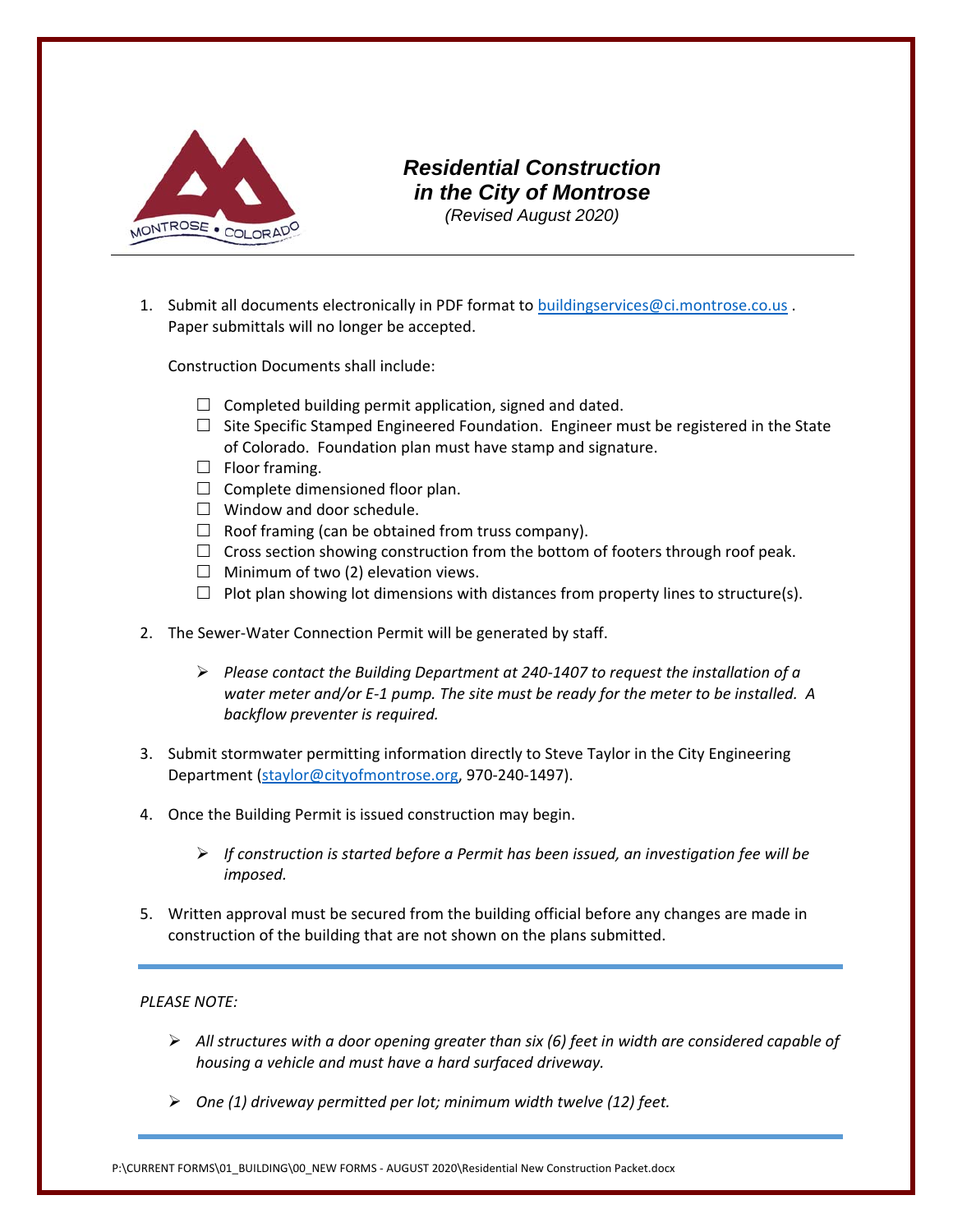# *Residential Construction in the City of Montrose*

*(Revised August 2020)*

1. Submit all documents electronically in PDF format to [buildingservices@ci.montrose.co.us](mailto:buildingservices@ci.montrose.co.us) . Paper submittals will no longer be accepted.

   Construction Documents shall include:

   - ☐ Completed building permit application, signed and dated.
   - ☐ Site Specific Stamped Engineered Foundation. Engineer must be registered in the State of Colorado. Foundation plan must have stamp and signature.
   - ☐ Floor framing.
   - ☐ Complete dimensioned floor plan.
   - ☐ Window and door schedule.
   - ☐ Roof framing (can be obtained from truss company).
   - ☐ Cross section showing construction from the bottom of footers through roof peak.
   - ☐ Minimum of two (2) elevation views.
   - ☐ Plot plan showing lot dimensions with distances from property lines to structure(s).

2. The Sewer-Water Connection Permit will be generated by staff.

   - *Please contact the Building Department at 240-1407 to request the installation of a water meter and/or E-1 pump. The site must be ready for the meter to be installed. A backflow preventer is required.*

3. Submit stormwater permitting information directly to Steve Taylor in the City Engineering Department ([staylor@cityofmontrose.org](mailto:staylor@cityofmontrose.org), 970-240-1497).

4. Once the Building Permit is issued construction may begin.

   - *If construction is started before a Permit has been issued, an investigation fee will be imposed.*

5. Written approval must be secured from the building official before any changes are made in construction of the building that are not shown on the plans submitted.

---

*PLEASE NOTE:*

- *All structures with a door opening greater than six (6) feet in width are considered capable of housing a vehicle and must have a hard surfaced driveway.*
- *One (1) driveway permitted per lot; minimum width twelve (12) feet.*

---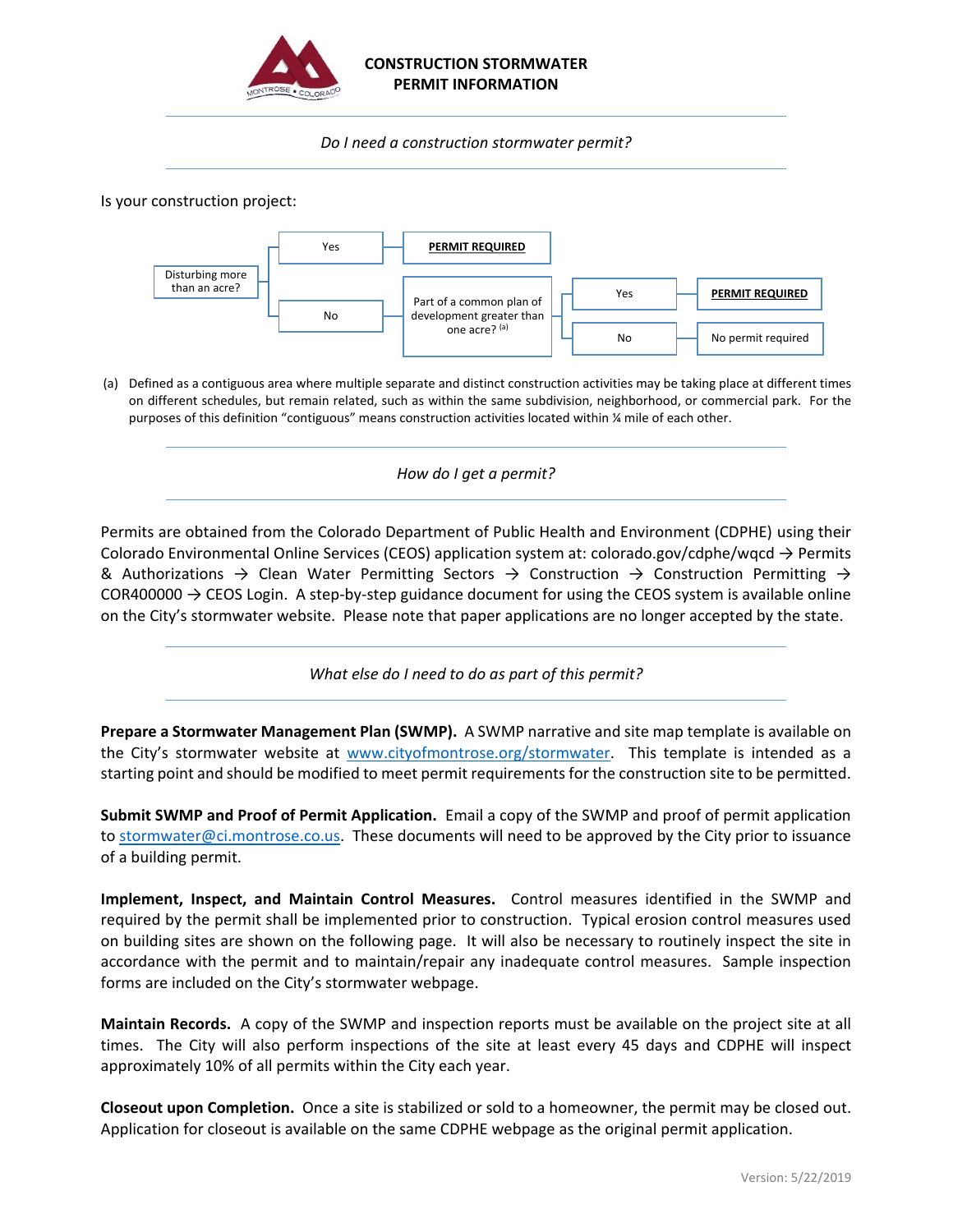# CONSTRUCTION STORMWATER PERMIT INFORMATION

*Do I need a construction stormwater permit?*

Is your construction project:

- Disturbing more than an acre?
  - Yes → **PERMIT REQUIRED**
  - No → Part of a common plan of development greater than one acre? [(a)]
    - Yes → **PERMIT REQUIRED**
    - No → No permit required

(a) Defined as a contiguous area where multiple separate and distinct construction activities may be taking place at different times on different schedules, but remain related, such as within the same subdivision, neighborhood, or commercial park. For the purposes of this definition "contiguous" means construction activities located within ¼ mile of each other.

*How do I get a permit?*

Permits are obtained from the Colorado Department of Public Health and Environment (CDPHE) using their Colorado Environmental Online Services (CEOS) application system at: colorado.gov/cdphe/wqcd → Permits & Authorizations → Clean Water Permitting Sectors → Construction → Construction Permitting → COR400000 → CEOS Login. A step-by-step guidance document for using the CEOS system is available online on the City's stormwater website. Please note that paper applications are no longer accepted by the state.

*What else do I need to do as part of this permit?*

**Prepare a Stormwater Management Plan (SWMP).** A SWMP narrative and site map template is available on the City's stormwater website at www.cityofmontrose.org/stormwater. This template is intended as a starting point and should be modified to meet permit requirements for the construction site to be permitted.

**Submit SWMP and Proof of Permit Application.** Email a copy of the SWMP and proof of permit application to stormwater@ci.montrose.co.us. These documents will need to be approved by the City prior to issuance of a building permit.

**Implement, Inspect, and Maintain Control Measures.** Control measures identified in the SWMP and required by the permit shall be implemented prior to construction. Typical erosion control measures used on building sites are shown on the following page. It will also be necessary to routinely inspect the site in accordance with the permit and to maintain/repair any inadequate control measures. Sample inspection forms are included on the City's stormwater webpage.

**Maintain Records.** A copy of the SWMP and inspection reports must be available on the project site at all times. The City will also perform inspections of the site at least every 45 days and CDPHE will inspect approximately 10% of all permits within the City each year.

**Closeout upon Completion.** Once a site is stabilized or sold to a homeowner, the permit may be closed out. Application for closeout is available on the same CDPHE webpage as the original permit application.

Version: 5/22/2019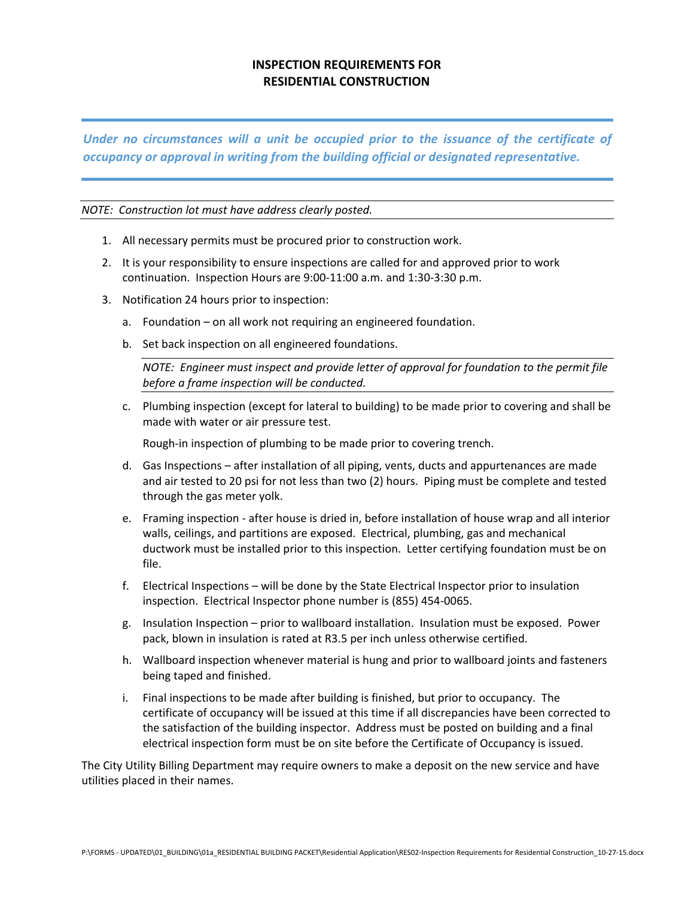# INSPECTION REQUIREMENTS FOR RESIDENTIAL CONSTRUCTION

***Under no circumstances will a unit be occupied prior to the issuance of the certificate of occupancy or approval in writing from the building official or designated representative.***

*NOTE: Construction lot must have address clearly posted.*

1. All necessary permits must be procured prior to construction work.
2. It is your responsibility to ensure inspections are called for and approved prior to work continuation. Inspection Hours are 9:00-11:00 a.m. and 1:30-3:30 p.m.
3. Notification 24 hours prior to inspection:
   a. Foundation – on all work not requiring an engineered foundation.
   b. Set back inspection on all engineered foundations.

      *NOTE: Engineer must inspect and provide letter of approval for foundation to the permit file before a frame inspection will be conducted.*

   c. Plumbing inspection (except for lateral to building) to be made prior to covering and shall be made with water or air pressure test.

      Rough-in inspection of plumbing to be made prior to covering trench.

   d. Gas Inspections – after installation of all piping, vents, ducts and appurtenances are made and air tested to 20 psi for not less than two (2) hours. Piping must be complete and tested through the gas meter yolk.
   e. Framing inspection - after house is dried in, before installation of house wrap and all interior walls, ceilings, and partitions are exposed. Electrical, plumbing, gas and mechanical ductwork must be installed prior to this inspection. Letter certifying foundation must be on file.
   f. Electrical Inspections – will be done by the State Electrical Inspector prior to insulation inspection. Electrical Inspector phone number is (855) 454-0065.
   g. Insulation Inspection – prior to wallboard installation. Insulation must be exposed. Power pack, blown in insulation is rated at R3.5 per inch unless otherwise certified.
   h. Wallboard inspection whenever material is hung and prior to wallboard joints and fasteners being taped and finished.
   i. Final inspections to be made after building is finished, but prior to occupancy. The certificate of occupancy will be issued at this time if all discrepancies have been corrected to the satisfaction of the building inspector. Address must be posted on building and a final electrical inspection form must be on site before the Certificate of Occupancy is issued.

The City Utility Billing Department may require owners to make a deposit on the new service and have utilities placed in their names.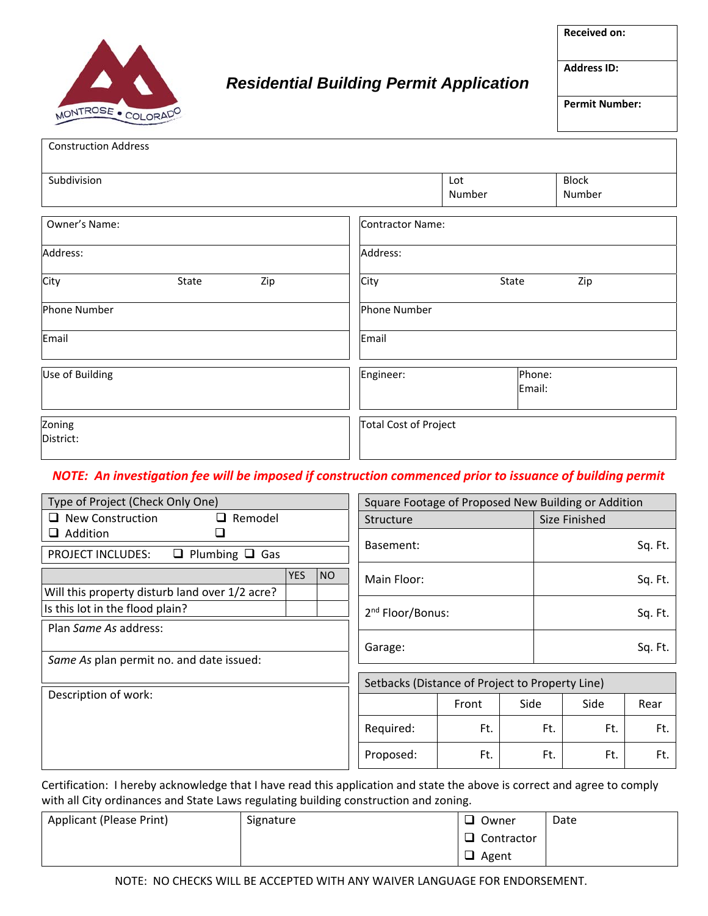MONTROSE • COLORADO

# Residential Building Permit Application

| | |
|---|---|
| **Received on:** | |
| **Address ID:** | |
| **Permit Number:** | |

| | | |
|---|---|---|
| Construction Address | | |
| Subdivision | Lot Number | Block Number |

| | |
|---|---|
| Owner's Name: | Contractor Name: |
| Address: | Address: |
| City State Zip | City State Zip |
| Phone Number | Phone Number |
| Email | Email |

| | | |
|---|---|---|
| Use of Building | Engineer: | Phone: Email: |
| Zoning District: | Total Cost of Project | |

***NOTE: An investigation fee will be imposed if construction commenced prior to issuance of building permit***

| Type of Project (Check Only One) | |
|---|---|
| ❑ New Construction | ❑ Remodel |
| ❑ Addition | ❑ |

PROJECT INCLUDES: ❑ Plumbing ❑ Gas

| | YES | NO |
|---|---|---|
| Will this property disturb land over 1/2 acre? | | |
| Is this lot in the flood plain? | | |

Plan *Same As* address:

*Same As* plan permit no. and date issued:

Description of work:

| Square Footage of Proposed New Building or Addition | |
|---|---|
| Structure | Size Finished |
| Basement: | Sq. Ft. |
| Main Floor: | Sq. Ft. |
| 2nd Floor/Bonus: | Sq. Ft. |
| Garage: | Sq. Ft. |

| Setbacks (Distance of Project to Property Line) | | | | |
|---|---|---|---|---|
| | Front | Side | Side | Rear |
| Required: | Ft. | Ft. | Ft. | Ft. |
| Proposed: | Ft. | Ft. | Ft. | Ft. |

Certification: I hereby acknowledge that I have read this application and state the above is correct and agree to comply with all City ordinances and State Laws regulating building construction and zoning.

| Applicant (Please Print) | Signature | ❑ Owner ❑ Contractor ❑ Agent | Date |
|---|---|---|---|

NOTE: NO CHECKS WILL BE ACCEPTED WITH ANY WAIVER LANGUAGE FOR ENDORSEMENT.